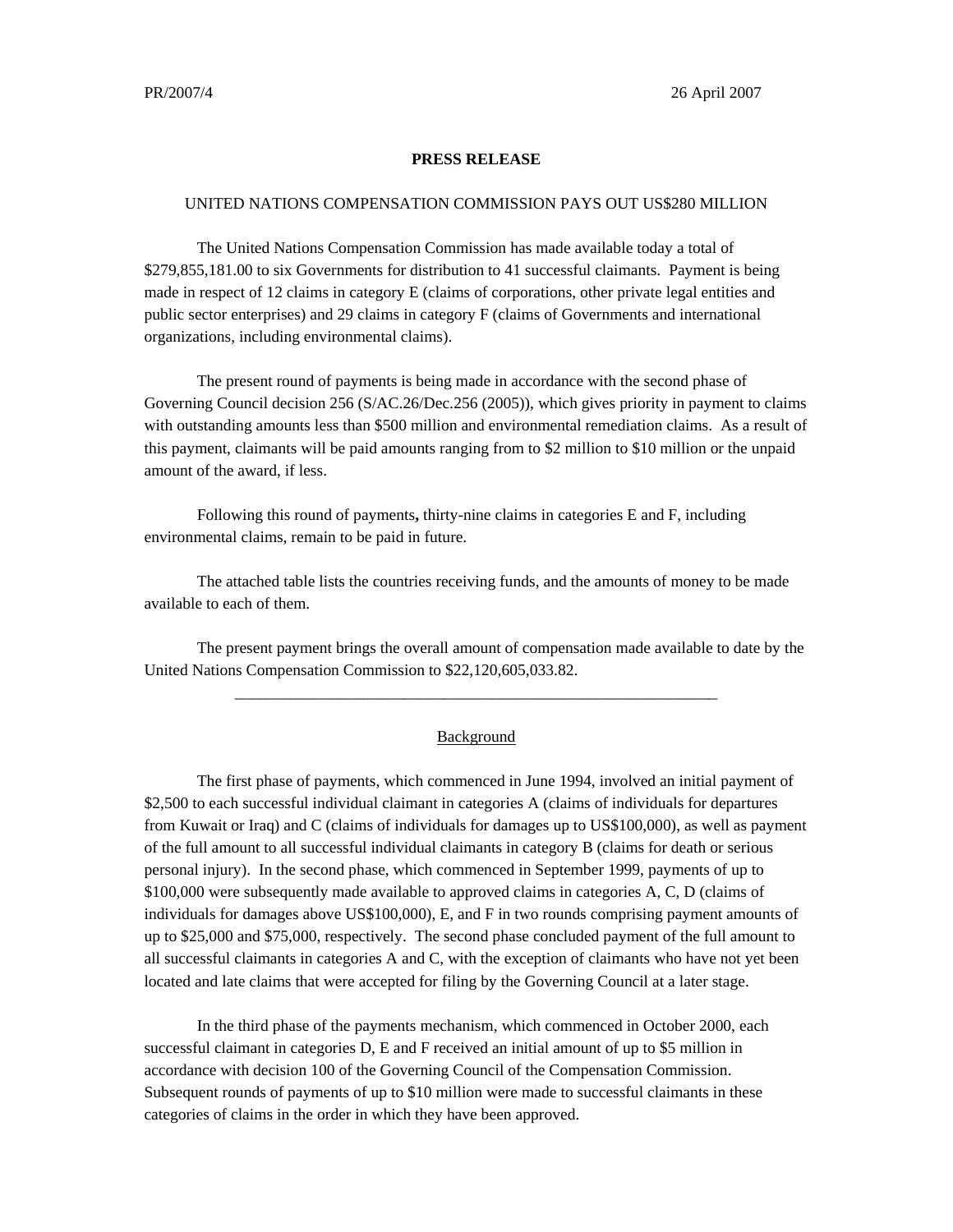PR/2007/4 26 April 2007

**PRESS RELEASE**

UNITED NATIONS COMPENSATION COMMISSION PAYS OUT US$280 MILLION

The United Nations Compensation Commission has made available today a total of $279,855,181.00 to six Governments for distribution to 41 successful claimants. Payment is being made in respect of 12 claims in category E (claims of corporations, other private legal entities and public sector enterprises) and 29 claims in category F (claims of Governments and international organizations, including environmental claims).

The present round of payments is being made in accordance with the second phase of Governing Council decision 256 (S/AC.26/Dec.256 (2005)), which gives priority in payment to claims with outstanding amounts less than $500 million and environmental remediation claims. As a result of this payment, claimants will be paid amounts ranging from to $2 million to $10 million or the unpaid amount of the award, if less.

Following this round of payments**,** thirty-nine claims in categories E and F, including environmental claims, remain to be paid in future.

The attached table lists the countries receiving funds, and the amounts of money to be made available to each of them.

The present payment brings the overall amount of compensation made available to date by the United Nations Compensation Commission to $22,120,605,033.82.

---

Background

The first phase of payments, which commenced in June 1994, involved an initial payment of $2,500 to each successful individual claimant in categories A (claims of individuals for departures from Kuwait or Iraq) and C (claims of individuals for damages up to US$100,000), as well as payment of the full amount to all successful individual claimants in category B (claims for death or serious personal injury). In the second phase, which commenced in September 1999, payments of up to $100,000 were subsequently made available to approved claims in categories A, C, D (claims of individuals for damages above US$100,000), E, and F in two rounds comprising payment amounts of up to $25,000 and $75,000, respectively. The second phase concluded payment of the full amount to all successful claimants in categories A and C, with the exception of claimants who have not yet been located and late claims that were accepted for filing by the Governing Council at a later stage.

In the third phase of the payments mechanism, which commenced in October 2000, each successful claimant in categories D, E and F received an initial amount of up to $5 million in accordance with decision 100 of the Governing Council of the Compensation Commission. Subsequent rounds of payments of up to $10 million were made to successful claimants in these categories of claims in the order in which they have been approved.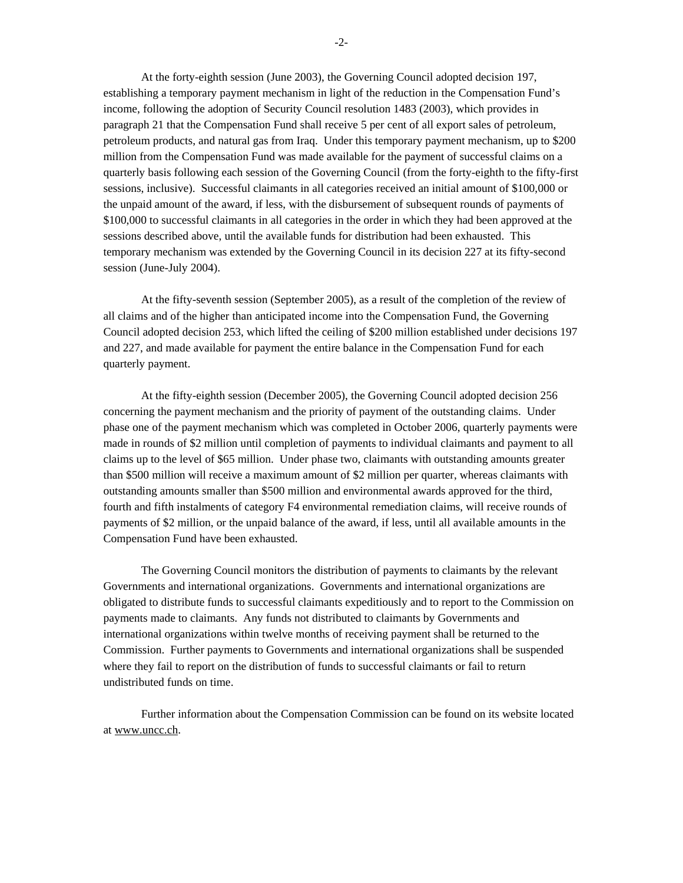At the forty-eighth session (June 2003), the Governing Council adopted decision 197, establishing a temporary payment mechanism in light of the reduction in the Compensation Fund's income, following the adoption of Security Council resolution 1483 (2003), which provides in paragraph 21 that the Compensation Fund shall receive 5 per cent of all export sales of petroleum, petroleum products, and natural gas from Iraq. Under this temporary payment mechanism, up to $200 million from the Compensation Fund was made available for the payment of successful claims on a quarterly basis following each session of the Governing Council (from the forty-eighth to the fifty-first sessions, inclusive). Successful claimants in all categories received an initial amount of $100,000 or the unpaid amount of the award, if less, with the disbursement of subsequent rounds of payments of $100,000 to successful claimants in all categories in the order in which they had been approved at the sessions described above, until the available funds for distribution had been exhausted. This temporary mechanism was extended by the Governing Council in its decision 227 at its fifty-second session (June-July 2004).

At the fifty-seventh session (September 2005), as a result of the completion of the review of all claims and of the higher than anticipated income into the Compensation Fund, the Governing Council adopted decision 253, which lifted the ceiling of $200 million established under decisions 197 and 227, and made available for payment the entire balance in the Compensation Fund for each quarterly payment.

At the fifty-eighth session (December 2005), the Governing Council adopted decision 256 concerning the payment mechanism and the priority of payment of the outstanding claims. Under phase one of the payment mechanism which was completed in October 2006, quarterly payments were made in rounds of $2 million until completion of payments to individual claimants and payment to all claims up to the level of $65 million. Under phase two, claimants with outstanding amounts greater than $500 million will receive a maximum amount of $2 million per quarter, whereas claimants with outstanding amounts smaller than $500 million and environmental awards approved for the third, fourth and fifth instalments of category F4 environmental remediation claims, will receive rounds of payments of $2 million, or the unpaid balance of the award, if less, until all available amounts in the Compensation Fund have been exhausted.

The Governing Council monitors the distribution of payments to claimants by the relevant Governments and international organizations. Governments and international organizations are obligated to distribute funds to successful claimants expeditiously and to report to the Commission on payments made to claimants. Any funds not distributed to claimants by Governments and international organizations within twelve months of receiving payment shall be returned to the Commission. Further payments to Governments and international organizations shall be suspended where they fail to report on the distribution of funds to successful claimants or fail to return undistributed funds on time.

Further information about the Compensation Commission can be found on its website located at www.uncc.ch.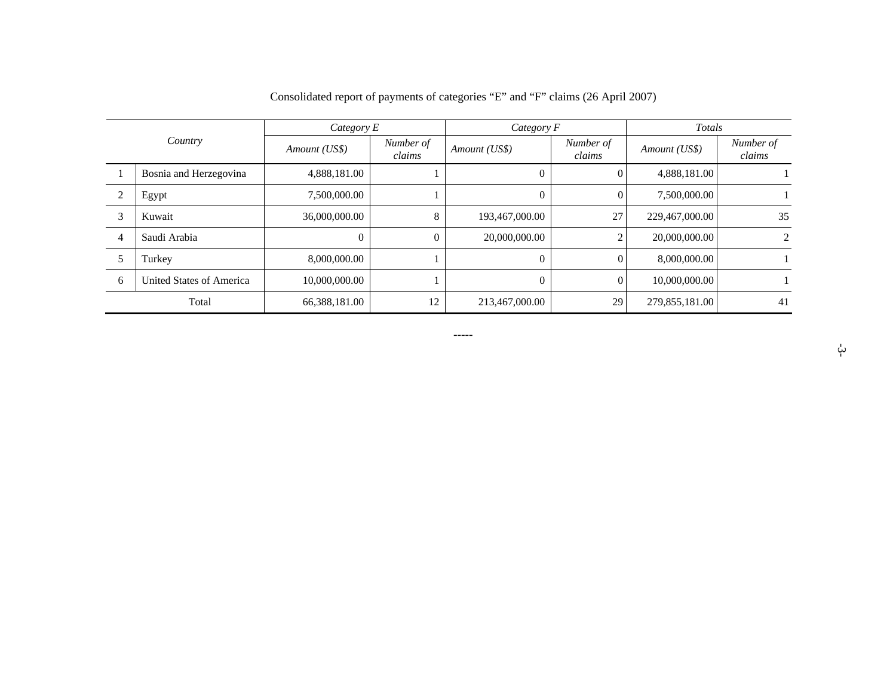Consolidated report of payments of categories “E” and “F” claims (26 April 2007)

| Country | | *Category E* | | *Category F* | | *Totals* | |
|---|---|---|---|---|---|---|---|
| | | *Amount (US$)* | *Number of claims* | *Amount (US$)* | *Number of claims* | *Amount (US$)* | *Number of claims* |
| 1 | Bosnia and Herzegovina | 4,888,181.00 | 1 | 0 | 0 | 4,888,181.00 | 1 |
| 2 | Egypt | 7,500,000.00 | 1 | 0 | 0 | 7,500,000.00 | 1 |
| 3 | Kuwait | 36,000,000.00 | 8 | 193,467,000.00 | 27 | 229,467,000.00 | 35 |
| 4 | Saudi Arabia | 0 | 0 | 20,000,000.00 | 2 | 20,000,000.00 | 2 |
| 5 | Turkey | 8,000,000.00 | 1 | 0 | 0 | 8,000,000.00 | 1 |
| 6 | United States of America | 10,000,000.00 | 1 | 0 | 0 | 10,000,000.00 | 1 |
| Total | | 66,388,181.00 | 12 | 213,467,000.00 | 29 | 279,855,181.00 | 41 |

-----